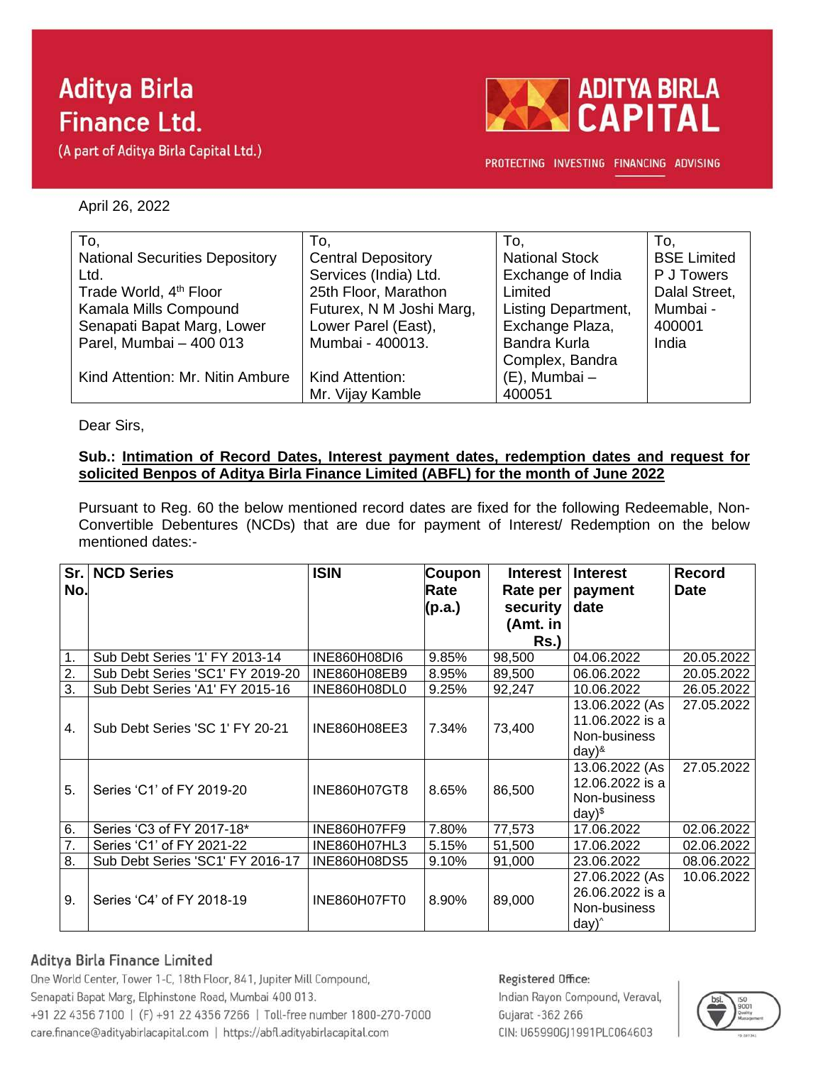# Aditya Birla Finance Ltd.

(A part of Aditya Birla Capital Ltd.)

ADITYA BIRLA CAPITAL

PROTECTING INVESTING FINANCING ADVISING

April 26, 2022

| To, National Securities Depository Ltd. Trade World, 4th Floor Kamala Mills Compound Senapati Bapat Marg, Lower Parel, Mumbai – 400 013 Kind Attention: Mr. Nitin Ambure | To, Central Depository Services (India) Ltd. 25th Floor, Marathon Futurex, N M Joshi Marg, Lower Parel (East), Mumbai - 400013. Kind Attention: Mr. Vijay Kamble | To, National Stock Exchange of India Limited Listing Department, Exchange Plaza, Bandra Kurla Complex, Bandra (E), Mumbai – 400051 | To, BSE Limited P J Towers Dalal Street, Mumbai - 400001 India |
|---|---|---|---|

Dear Sirs,

**Sub.: Intimation of Record Dates, Interest payment dates, redemption dates and request for solicited Benpos of Aditya Birla Finance Limited (ABFL) for the month of June 2022**

Pursuant to Reg. 60 the below mentioned record dates are fixed for the following Redeemable, Non-Convertible Debentures (NCDs) that are due for payment of Interest/ Redemption on the below mentioned dates:-

| Sr. No. | NCD Series | ISIN | Coupon Rate (p.a.) | Interest Rate per security (Amt. in Rs.) | Interest payment date | Record Date |
|---|---|---|---|---|---|---|
| 1. | Sub Debt Series '1' FY 2013-14 | INE860H08DI6 | 9.85% | 98,500 | 04.06.2022 | 20.05.2022 |
| 2. | Sub Debt Series 'SC1' FY 2019-20 | INE860H08EB9 | 8.95% | 89,500 | 06.06.2022 | 20.05.2022 |
| 3. | Sub Debt Series 'A1' FY 2015-16 | INE860H08DL0 | 9.25% | 92,247 | 10.06.2022 | 26.05.2022 |
| 4. | Sub Debt Series 'SC 1' FY 20-21 | INE860H08EE3 | 7.34% | 73,400 | 13.06.2022 (As 11.06.2022 is a Non-business day)& | 27.05.2022 |
| 5. | Series 'C1' of FY 2019-20 | INE860H07GT8 | 8.65% | 86,500 | 13.06.2022 (As 12.06.2022 is a Non-business day)$ | 27.05.2022 |
| 6. | Series 'C3 of FY 2017-18* | INE860H07FF9 | 7.80% | 77,573 | 17.06.2022 | 02.06.2022 |
| 7. | Series 'C1' of FY 2021-22 | INE860H07HL3 | 5.15% | 51,500 | 17.06.2022 | 02.06.2022 |
| 8. | Sub Debt Series 'SC1' FY 2016-17 | INE860H08DS5 | 9.10% | 91,000 | 23.06.2022 | 08.06.2022 |
| 9. | Series 'C4' of FY 2018-19 | INE860H07FT0 | 8.90% | 89,000 | 27.06.2022 (As 26.06.2022 is a Non-business day)^ | 10.06.2022 |

**Aditya Birla Finance Limited**
One World Center, Tower 1-C, 18th Floor, 841, Jupiter Mill Compound, Senapati Bapat Marg, Elphinstone Road, Mumbai 400 013.
+91 22 4356 7100 | (F) +91 22 4356 7266 | Toll-free number 1800-270-7000
care.finance@adityabirlacapital.com | https://abfl.adityabirlacapital.com

**Registered Office:**
Indian Rayon Compound, Veraval, Gujarat -362 266
CIN: U65990GJ1991PLC064603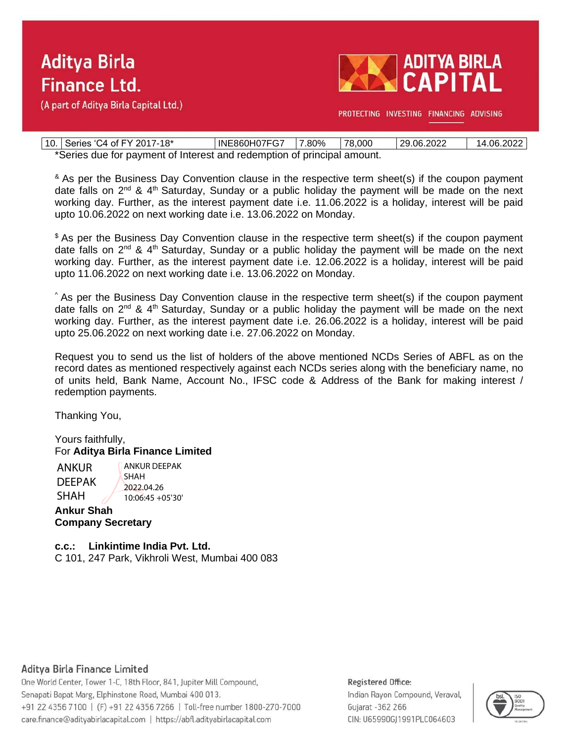| | | | | | | |
|---|---|---|---|---|---|---|
| 10. | Series 'C4 of FY 2017-18* | INE860H07FG7 | 7.80% | 78,000 | 29.06.2022 | 14.06.2022 |

*Series due for payment of Interest and redemption of principal amount.

& As per the Business Day Convention clause in the respective term sheet(s) if the coupon payment date falls on 2nd & 4th Saturday, Sunday or a public holiday the payment will be made on the next working day. Further, as the interest payment date i.e. 11.06.2022 is a holiday, interest will be paid upto 10.06.2022 on next working date i.e. 13.06.2022 on Monday.

$ As per the Business Day Convention clause in the respective term sheet(s) if the coupon payment date falls on 2nd & 4th Saturday, Sunday or a public holiday the payment will be made on the next working day. Further, as the interest payment date i.e. 12.06.2022 is a holiday, interest will be paid upto 11.06.2022 on next working date i.e. 13.06.2022 on Monday.

^ As per the Business Day Convention clause in the respective term sheet(s) if the coupon payment date falls on 2nd & 4th Saturday, Sunday or a public holiday the payment will be made on the next working day. Further, as the interest payment date i.e. 26.06.2022 is a holiday, interest will be paid upto 25.06.2022 on next working date i.e. 27.06.2022 on Monday.

Request you to send us the list of holders of the above mentioned NCDs Series of ABFL as on the record dates as mentioned respectively against each NCDs series along with the beneficiary name, no of units held, Bank Name, Account No., IFSC code & Address of the Bank for making interest / redemption payments.

Thanking You,

Yours faithfully,
For **Aditya Birla Finance Limited**

ANKUR DEEPAK SHAH
Digitally signed by ANKUR DEEPAK SHAH
2022.04.26 10:06:45 +05'30'

**Ankur Shah**
**Company Secretary**

**c.c.: Linkintime India Pvt. Ltd.**
C 101, 247 Park, Vikhroli West, Mumbai 400 083